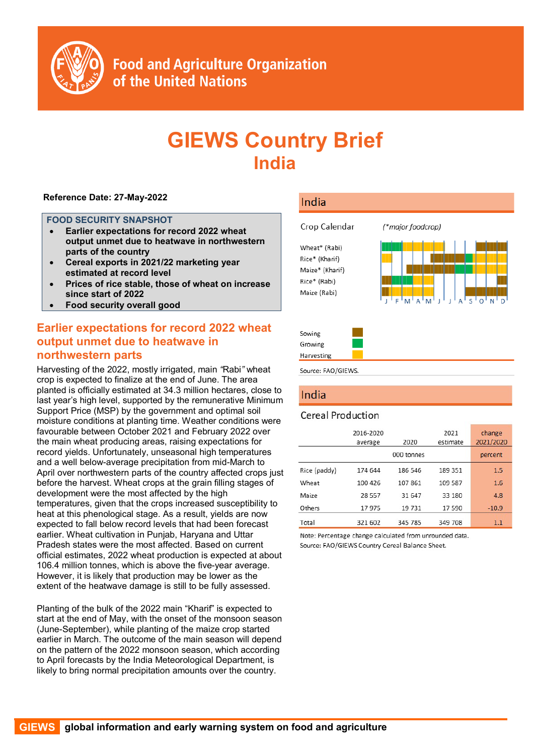# GIEWS Country Brief

## India

**Reference Date: 27-May-2022**

### FOOD SECURITY SNAPSHOT

- **Earlier expectations for record 2022 wheat output unmet due to heatwave in northwestern parts of the country**
- **Cereal exports in 2021/22 marketing year estimated at record level**
- **Prices of rice stable, those of wheat on increase since start of 2022**
- **Food security overall good**

## Earlier expectations for record 2022 wheat output unmet due to heatwave in northwestern parts

Harvesting of the 2022, mostly irrigated, main *"Rabi"* wheat crop is expected to finalize at the end of June. The area planted is officially estimated at 34.3 million hectares, close to last year's high level, supported by the remunerative Minimum Support Price (MSP) by the government and optimal soil moisture conditions at planting time. Weather conditions were favourable between October 2021 and February 2022 over the main wheat producing areas, raising expectations for record yields. Unfortunately, unseasonal high temperatures and a well below-average precipitation from mid-March to April over northwestern parts of the country affected crops just before the harvest. Wheat crops at the grain filling stages of development were the most affected by the high temperatures, given that the crops increased susceptibility to heat at this phenological stage. As a result, yields are now expected to fall below record levels that had been forecast earlier. Wheat cultivation in Punjab, Haryana and Uttar Pradesh states were the most affected. Based on current official estimates, 2022 wheat production is expected at about 106.4 million tonnes, which is above the five-year average. However, it is likely that production may be lower as the extent of the heatwave damage is still to be fully assessed.

Planting of the bulk of the 2022 main "Kharif" is expected to start at the end of May, with the onset of the monsoon season (June-September), while planting of the maize crop started earlier in March. The outcome of the main season will depend on the pattern of the 2022 monsoon season, which according to April forecasts by the India Meteorological Department, is likely to bring normal precipitation amounts over the country.

### India

Crop Calendar (*major foodcrop)

Wheat* (Rabi)
Rice* (Kharif)
Maize* (Kharif)
Rice* (Rabi)
Maize (Rabi)

J F M A M J J A S O N D

Sowing
Growing
Harvesting

Source: FAO/GIEWS.

### India

Cereal Production

| | 2016-2020 average | 2020 | 2021 estimate | change 2021/2020 |
|---|---|---|---|---|
| | 000 tonnes | | | percent |
| Rice (paddy) | 174 644 | 186 546 | 189 351 | 1.5 |
| Wheat | 100 426 | 107 861 | 109 587 | 1.6 |
| Maize | 28 557 | 31 647 | 33 180 | 4.8 |
| Others | 17 975 | 19 731 | 17 590 | -10.9 |
| Total | 321 602 | 345 785 | 349 708 | 1.1 |

Note: Percentage change calculated from unrounded data.
Source: FAO/GIEWS Country Cereal Balance Sheet.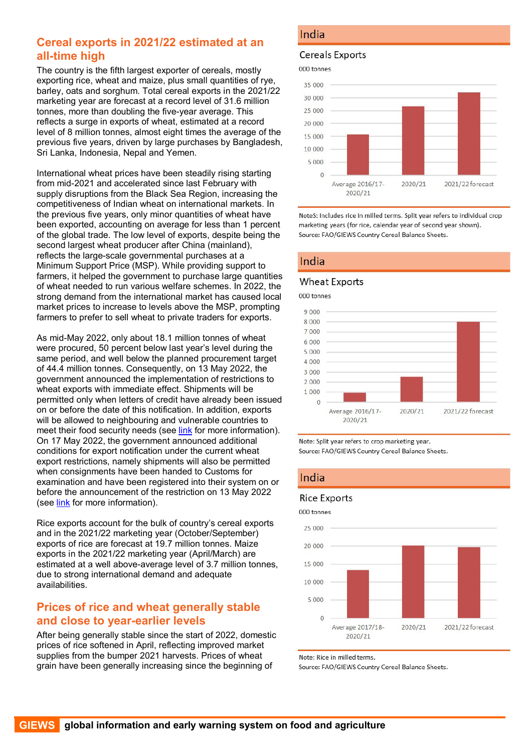## Cereal exports in 2021/22 estimated at an all-time high

The country is the fifth largest exporter of cereals, mostly exporting rice, wheat and maize, plus small quantities of rye, barley, oats and sorghum. Total cereal exports in the 2021/22 marketing year are forecast at a record level of 31.6 million tonnes, more than doubling the five-year average. This reflects a surge in exports of wheat, estimated at a record level of 8 million tonnes, almost eight times the average of the previous five years, driven by large purchases by Bangladesh, Sri Lanka, Indonesia, Nepal and Yemen.

International wheat prices have been steadily rising starting from mid-2021 and accelerated since last February with supply disruptions from the Black Sea Region, increasing the competitiveness of Indian wheat on international markets. In the previous five years, only minor quantities of wheat have been exported, accounting on average for less than 1 percent of the global trade. The low level of exports, despite being the second largest wheat producer after China (mainland), reflects the large-scale governmental purchases at a Minimum Support Price (MSP). While providing support to farmers, it helped the government to purchase large quantities of wheat needed to run various welfare schemes. In 2022, the strong demand from the international market has caused local market prices to increase to levels above the MSP, prompting farmers to prefer to sell wheat to private traders for exports.

As mid-May 2022, only about 18.1 million tonnes of wheat were procured, 50 percent below last year's level during the same period, and well below the planned procurement target of 44.4 million tonnes. Consequently, on 13 May 2022, the government announced the implementation of restrictions to wheat exports with immediate effect. Shipments will be permitted only when letters of credit have already been issued on or before the date of this notification. In addition, exports will be allowed to neighbouring and vulnerable countries to meet their food security needs (see link for more information). On 17 May 2022, the government announced additional conditions for export notification under the current wheat export restrictions, namely shipments will also be permitted when consignments have been handed to Customs for examination and have been registered into their system on or before the announcement of the restriction on 13 May 2022 (see link for more information).

Rice exports account for the bulk of country's cereal exports and in the 2021/22 marketing year (October/September) exports of rice are forecast at 19.7 million tonnes. Maize exports in the 2021/22 marketing year (April/March) are estimated at a well above-average level of 3.7 million tonnes, due to strong international demand and adequate availabilities.

## Prices of rice and wheat generally stable and close to year-earlier levels

After being generally stable since the start of 2022, domestic prices of rice softened in April, reflecting improved market supplies from the bumper 2021 harvests. Prices of wheat grain have been generally increasing since the beginning of

**India**

**Cereals Exports**

000 tonnes

NoteS: Includes rice in milled terms. Split year refers to individual crop marketing years (for rice, calendar year of second year shown).
Source: FAO/GIEWS Country Cereal Balance Sheets.

**India**

**Wheat Exports**

000 tonnes

Note: Split year refers to crop marketing year.
Source: FAO/GIEWS Country Cereal Balance Sheets.

**India**

**Rice Exports**

000 tonnes

Note: Rice in milled terms.
Source: FAO/GIEWS Country Cereal Balance Sheets.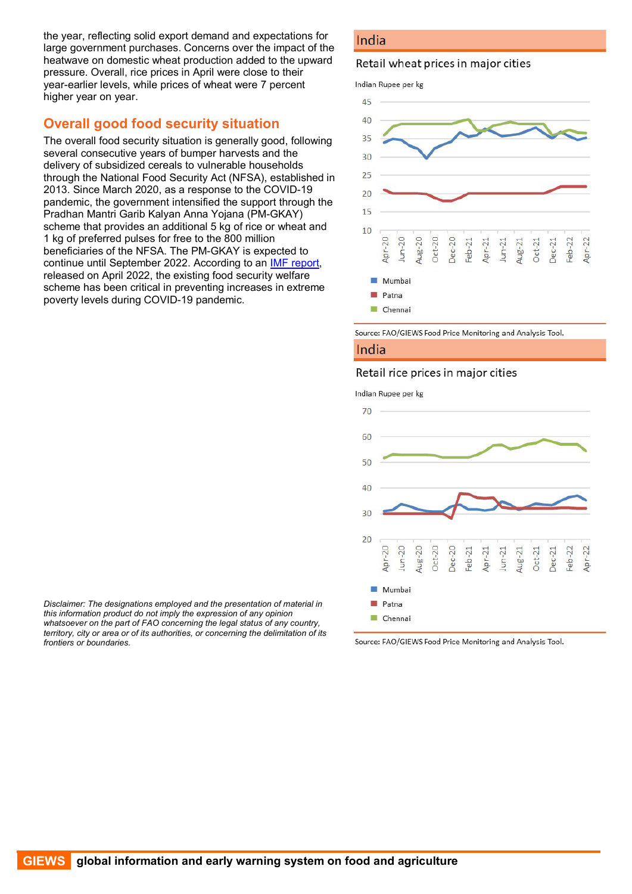the year, reflecting solid export demand and expectations for large government purchases. Concerns over the impact of the heatwave on domestic wheat production added to the upward pressure. Overall, rice prices in April were close to their year-earlier levels, while prices of wheat were 7 percent higher year on year.

## Overall good food security situation

The overall food security situation is generally good, following several consecutive years of bumper harvests and the delivery of subsidized cereals to vulnerable households through the National Food Security Act (NFSA), established in 2013. Since March 2020, as a response to the COVID-19 pandemic, the government intensified the support through the Pradhan Mantri Garib Kalyan Anna Yojana (PM-GKAY) scheme that provides an additional 5 kg of rice or wheat and 1 kg of preferred pulses for free to the 800 million beneficiaries of the NFSA. The PM-GKAY is expected to continue until September 2022. According to an IMF report, released on April 2022, the existing food security welfare scheme has been critical in preventing increases in extreme poverty levels during COVID-19 pandemic.

**India**

Retail wheat prices in major cities

Indian Rupee per kg

45
40
35
30
25
20
15
10

Apr-20, Jun-20, Aug-20, Oct-20, Dec-20, Feb-21, Apr-21, Jun-21, Aug-21, Oct-21, Dec-21, Feb-22, Apr-22

Mumbai
Patna
Chennai

Source: FAO/GIEWS Food Price Monitoring and Analysis Tool.

**India**

Retail rice prices in major cities

Indian Rupee per kg

70
60
50
40
30
20

Apr-20, Jun-20, Aug-20, Oct-20, Dec-20, Feb-21, Apr-21, Jun-21, Aug-21, Oct-21, Dec-21, Feb-22, Apr-22

Mumbai
Patna
Chennai

Source: FAO/GIEWS Food Price Monitoring and Analysis Tool.

*Disclaimer: The designations employed and the presentation of material in this information product do not imply the expression of any opinion whatsoever on the part of FAO concerning the legal status of any country, territory, city or area or of its authorities, or concerning the delimitation of its frontiers or boundaries.*